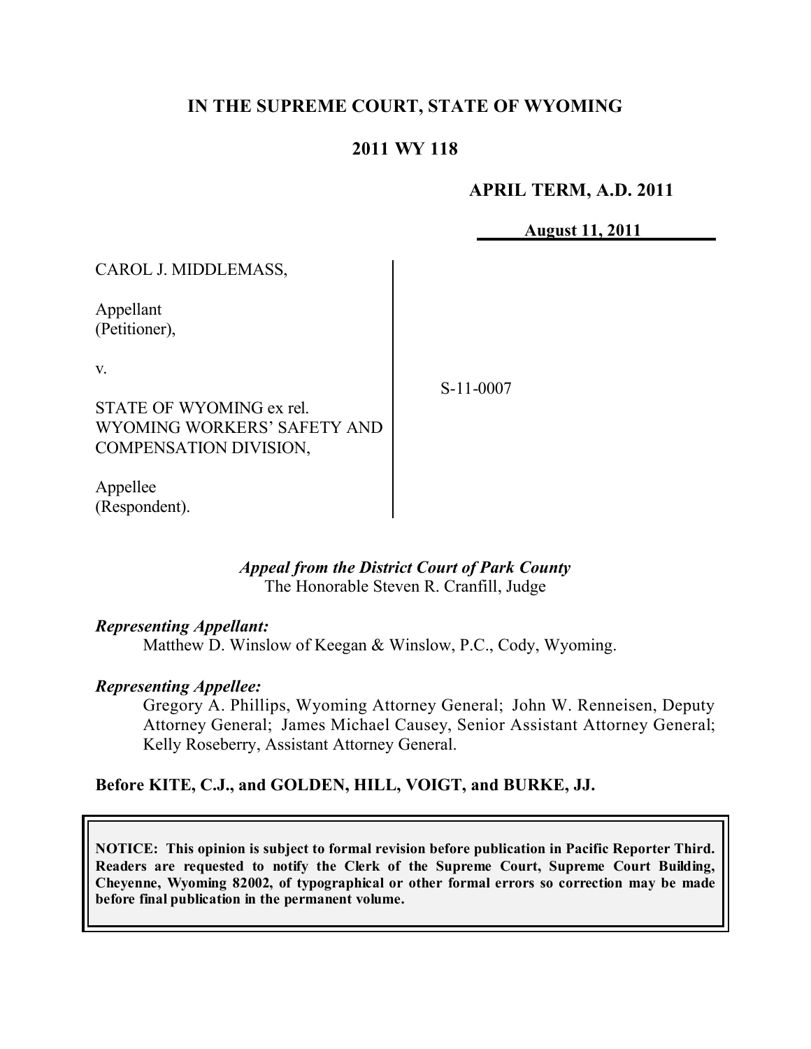# IN THE SUPREME COURT, STATE OF WYOMING

## 2011 WY 118

**APRIL TERM, A.D. 2011**

**August 11, 2011**

| | | |
|---|---|---|
| CAROL J. MIDDLEMASS,<br><br>Appellant<br>(Petitioner),<br><br>v.<br><br>STATE OF WYOMING ex rel. WYOMING WORKERS' SAFETY AND COMPENSATION DIVISION,<br><br>Appellee<br>(Respondent). | | S-11-0007 |

*Appeal from the District Court of Park County*
The Honorable Steven R. Cranfill, Judge

***Representing Appellant:***

Matthew D. Winslow of Keegan & Winslow, P.C., Cody, Wyoming.

***Representing Appellee:***

Gregory A. Phillips, Wyoming Attorney General; John W. Renneisen, Deputy Attorney General; James Michael Causey, Senior Assistant Attorney General; Kelly Roseberry, Assistant Attorney General.

**Before KITE, C.J., and GOLDEN, HILL, VOIGT, and BURKE, JJ.**

**NOTICE: This opinion is subject to formal revision before publication in Pacific Reporter Third. Readers are requested to notify the Clerk of the Supreme Court, Supreme Court Building, Cheyenne, Wyoming 82002, of typographical or other formal errors so correction may be made before final publication in the permanent volume.**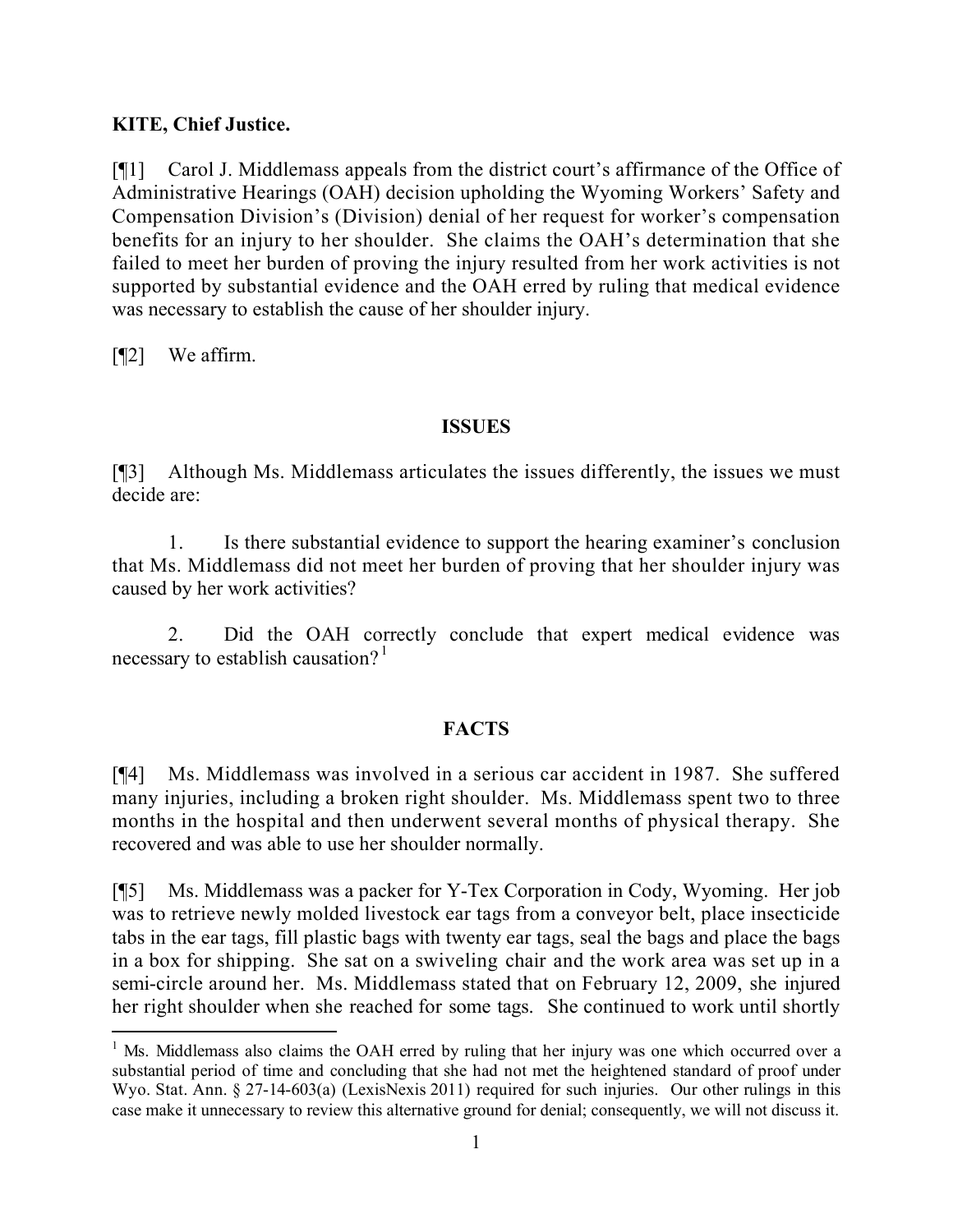**KITE, Chief Justice.**

[¶1] Carol J. Middlemass appeals from the district court's affirmance of the Office of Administrative Hearings (OAH) decision upholding the Wyoming Workers' Safety and Compensation Division's (Division) denial of her request for worker's compensation benefits for an injury to her shoulder. She claims the OAH's determination that she failed to meet her burden of proving the injury resulted from her work activities is not supported by substantial evidence and the OAH erred by ruling that medical evidence was necessary to establish the cause of her shoulder injury.

[¶2] We affirm.

## ISSUES

[¶3] Although Ms. Middlemass articulates the issues differently, the issues we must decide are:

1. Is there substantial evidence to support the hearing examiner's conclusion that Ms. Middlemass did not meet her burden of proving that her shoulder injury was caused by her work activities?

2. Did the OAH correctly conclude that expert medical evidence was necessary to establish causation?[1]

## FACTS

[¶4] Ms. Middlemass was involved in a serious car accident in 1987. She suffered many injuries, including a broken right shoulder. Ms. Middlemass spent two to three months in the hospital and then underwent several months of physical therapy. She recovered and was able to use her shoulder normally.

[¶5] Ms. Middlemass was a packer for Y-Tex Corporation in Cody, Wyoming. Her job was to retrieve newly molded livestock ear tags from a conveyor belt, place insecticide tabs in the ear tags, fill plastic bags with twenty ear tags, seal the bags and place the bags in a box for shipping. She sat on a swiveling chair and the work area was set up in a semi-circle around her. Ms. Middlemass stated that on February 12, 2009, she injured her right shoulder when she reached for some tags. She continued to work until shortly

---

[1] Ms. Middlemass also claims the OAH erred by ruling that her injury was one which occurred over a substantial period of time and concluding that she had not met the heightened standard of proof under Wyo. Stat. Ann. § 27-14-603(a) (LexisNexis 2011) required for such injuries. Our other rulings in this case make it unnecessary to review this alternative ground for denial; consequently, we will not discuss it.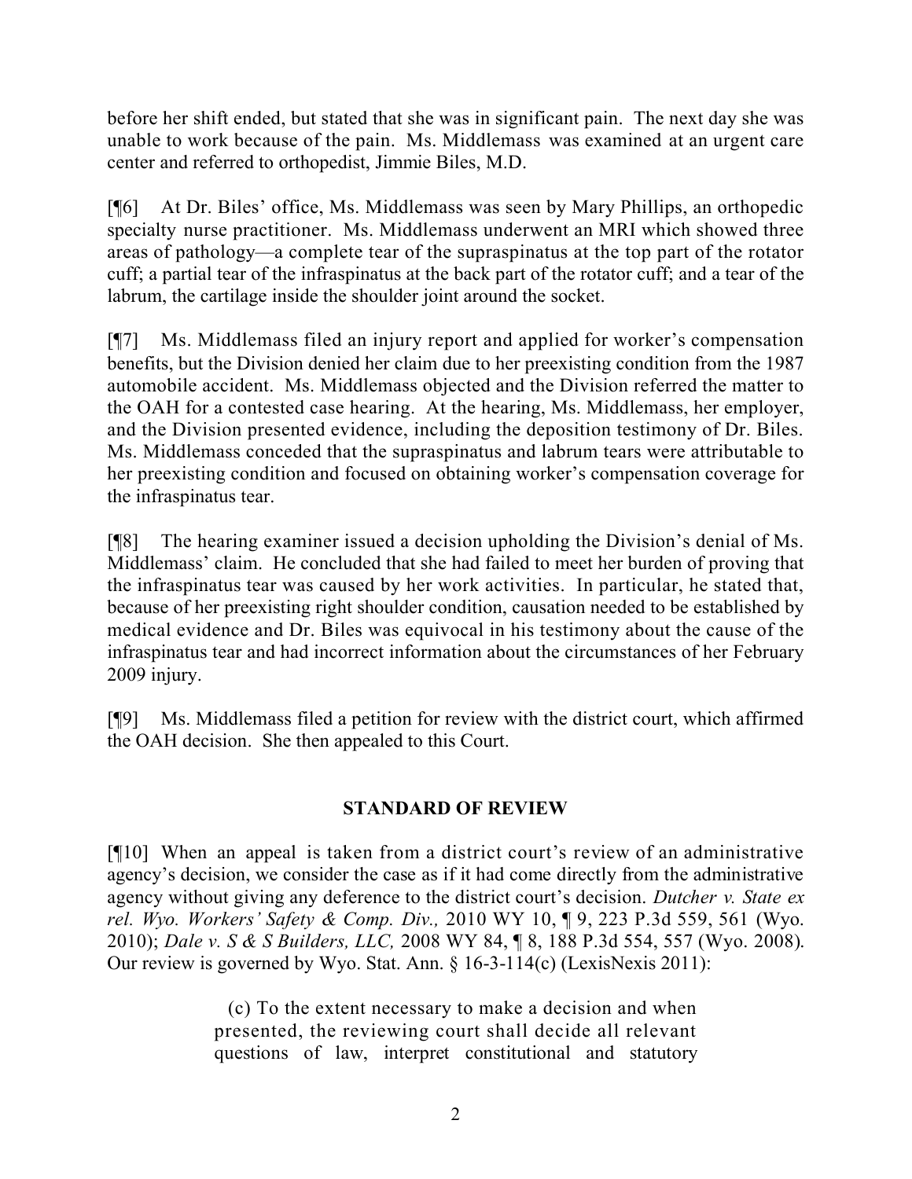before her shift ended, but stated that she was in significant pain. The next day she was unable to work because of the pain. Ms. Middlemass was examined at an urgent care center and referred to orthopedist, Jimmie Biles, M.D.

[¶6] At Dr. Biles' office, Ms. Middlemass was seen by Mary Phillips, an orthopedic specialty nurse practitioner. Ms. Middlemass underwent an MRI which showed three areas of pathology—a complete tear of the supraspinatus at the top part of the rotator cuff; a partial tear of the infraspinatus at the back part of the rotator cuff; and a tear of the labrum, the cartilage inside the shoulder joint around the socket.

[¶7] Ms. Middlemass filed an injury report and applied for worker's compensation benefits, but the Division denied her claim due to her preexisting condition from the 1987 automobile accident. Ms. Middlemass objected and the Division referred the matter to the OAH for a contested case hearing. At the hearing, Ms. Middlemass, her employer, and the Division presented evidence, including the deposition testimony of Dr. Biles. Ms. Middlemass conceded that the supraspinatus and labrum tears were attributable to her preexisting condition and focused on obtaining worker's compensation coverage for the infraspinatus tear.

[¶8] The hearing examiner issued a decision upholding the Division's denial of Ms. Middlemass' claim. He concluded that she had failed to meet her burden of proving that the infraspinatus tear was caused by her work activities. In particular, he stated that, because of her preexisting right shoulder condition, causation needed to be established by medical evidence and Dr. Biles was equivocal in his testimony about the cause of the infraspinatus tear and had incorrect information about the circumstances of her February 2009 injury.

[¶9] Ms. Middlemass filed a petition for review with the district court, which affirmed the OAH decision. She then appealed to this Court.

## STANDARD OF REVIEW

[¶10] When an appeal is taken from a district court's review of an administrative agency's decision, we consider the case as if it had come directly from the administrative agency without giving any deference to the district court's decision. *Dutcher v. State ex rel. Wyo. Workers' Safety & Comp. Div.,* 2010 WY 10, ¶ 9, 223 P.3d 559, 561 (Wyo. 2010); *Dale v. S & S Builders, LLC,* 2008 WY 84, ¶ 8, 188 P.3d 554, 557 (Wyo. 2008). Our review is governed by Wyo. Stat. Ann. § 16-3-114(c) (LexisNexis 2011):

> (c) To the extent necessary to make a decision and when presented, the reviewing court shall decide all relevant questions of law, interpret constitutional and statutory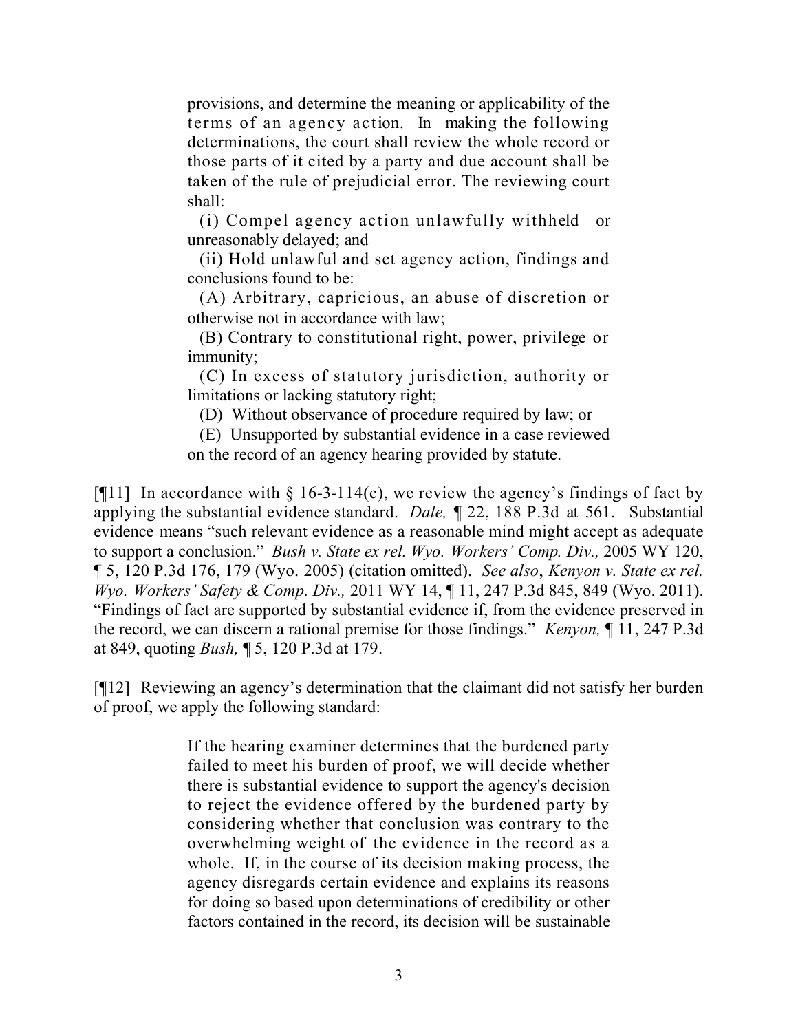> provisions, and determine the meaning or applicability of the terms of an agency action. In making the following determinations, the court shall review the whole record or those parts of it cited by a party and due account shall be taken of the rule of prejudicial error. The reviewing court shall:
>
> (i) Compel agency action unlawfully withheld or unreasonably delayed; and
>
> (ii) Hold unlawful and set agency action, findings and conclusions found to be:
>
> (A) Arbitrary, capricious, an abuse of discretion or otherwise not in accordance with law;
>
> (B) Contrary to constitutional right, power, privilege or immunity;
>
> (C) In excess of statutory jurisdiction, authority or limitations or lacking statutory right;
>
> (D) Without observance of procedure required by law; or
>
> (E) Unsupported by substantial evidence in a case reviewed on the record of an agency hearing provided by statute.

[¶11] In accordance with § 16-3-114(c), we review the agency's findings of fact by applying the substantial evidence standard. *Dale,* ¶ 22, 188 P.3d at 561. Substantial evidence means "such relevant evidence as a reasonable mind might accept as adequate to support a conclusion." *Bush v. State ex rel. Wyo. Workers' Comp. Div.,* 2005 WY 120, ¶ 5, 120 P.3d 176, 179 (Wyo. 2005) (citation omitted). *See also*, *Kenyon v. State ex rel. Wyo. Workers' Safety & Comp. Div.,* 2011 WY 14, ¶ 11, 247 P.3d 845, 849 (Wyo. 2011). "Findings of fact are supported by substantial evidence if, from the evidence preserved in the record, we can discern a rational premise for those findings." *Kenyon,* ¶ 11, 247 P.3d at 849, quoting *Bush,* ¶ 5, 120 P.3d at 179.

[¶12] Reviewing an agency's determination that the claimant did not satisfy her burden of proof, we apply the following standard:

> If the hearing examiner determines that the burdened party failed to meet his burden of proof, we will decide whether there is substantial evidence to support the agency's decision to reject the evidence offered by the burdened party by considering whether that conclusion was contrary to the overwhelming weight of the evidence in the record as a whole. If, in the course of its decision making process, the agency disregards certain evidence and explains its reasons for doing so based upon determinations of credibility or other factors contained in the record, its decision will be sustainable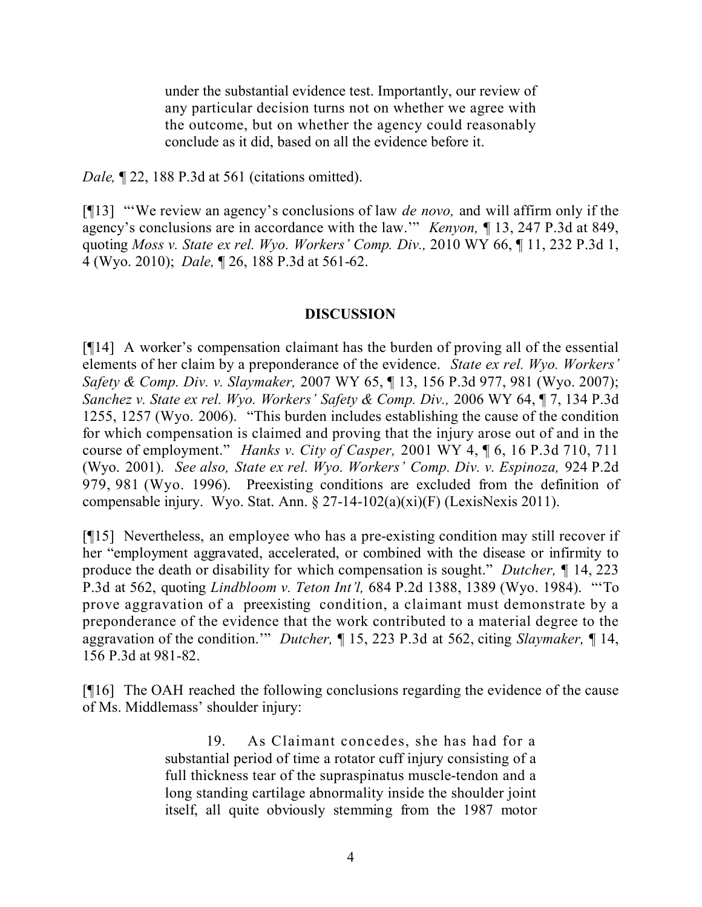> under the substantial evidence test. Importantly, our review of any particular decision turns not on whether we agree with the outcome, but on whether the agency could reasonably conclude as it did, based on all the evidence before it.

*Dale,* ¶ 22, 188 P.3d at 561 (citations omitted).

[¶13] "'We review an agency's conclusions of law *de novo,* and will affirm only if the agency's conclusions are in accordance with the law.'" *Kenyon,* ¶ 13, 247 P.3d at 849, quoting *Moss v. State ex rel. Wyo. Workers' Comp. Div.,* 2010 WY 66, ¶ 11, 232 P.3d 1, 4 (Wyo. 2010); *Dale,* ¶ 26, 188 P.3d at 561-62.

## DISCUSSION

[¶14] A worker's compensation claimant has the burden of proving all of the essential elements of her claim by a preponderance of the evidence. *State ex rel. Wyo. Workers' Safety & Comp. Div. v. Slaymaker,* 2007 WY 65, ¶ 13, 156 P.3d 977, 981 (Wyo. 2007); *Sanchez v. State ex rel. Wyo. Workers' Safety & Comp. Div.,* 2006 WY 64, ¶ 7, 134 P.3d 1255, 1257 (Wyo. 2006). "This burden includes establishing the cause of the condition for which compensation is claimed and proving that the injury arose out of and in the course of employment." *Hanks v. City of Casper,* 2001 WY 4, ¶ 6, 16 P.3d 710, 711 (Wyo. 2001). *See also, State ex rel. Wyo. Workers' Comp. Div. v. Espinoza,* 924 P.2d 979, 981 (Wyo. 1996). Preexisting conditions are excluded from the definition of compensable injury. Wyo. Stat. Ann. § 27-14-102(a)(xi)(F) (LexisNexis 2011).

[¶15] Nevertheless, an employee who has a pre-existing condition may still recover if her "employment aggravated, accelerated, or combined with the disease or infirmity to produce the death or disability for which compensation is sought." *Dutcher,* ¶ 14, 223 P.3d at 562, quoting *Lindbloom v. Teton Int'l,* 684 P.2d 1388, 1389 (Wyo. 1984). "'To prove aggravation of a preexisting condition, a claimant must demonstrate by a preponderance of the evidence that the work contributed to a material degree to the aggravation of the condition.'" *Dutcher,* ¶ 15, 223 P.3d at 562, citing *Slaymaker,* ¶ 14, 156 P.3d at 981-82.

[¶16] The OAH reached the following conclusions regarding the evidence of the cause of Ms. Middlemass' shoulder injury:

> 19. As Claimant concedes, she has had for a substantial period of time a rotator cuff injury consisting of a full thickness tear of the supraspinatus muscle-tendon and a long standing cartilage abnormality inside the shoulder joint itself, all quite obviously stemming from the 1987 motor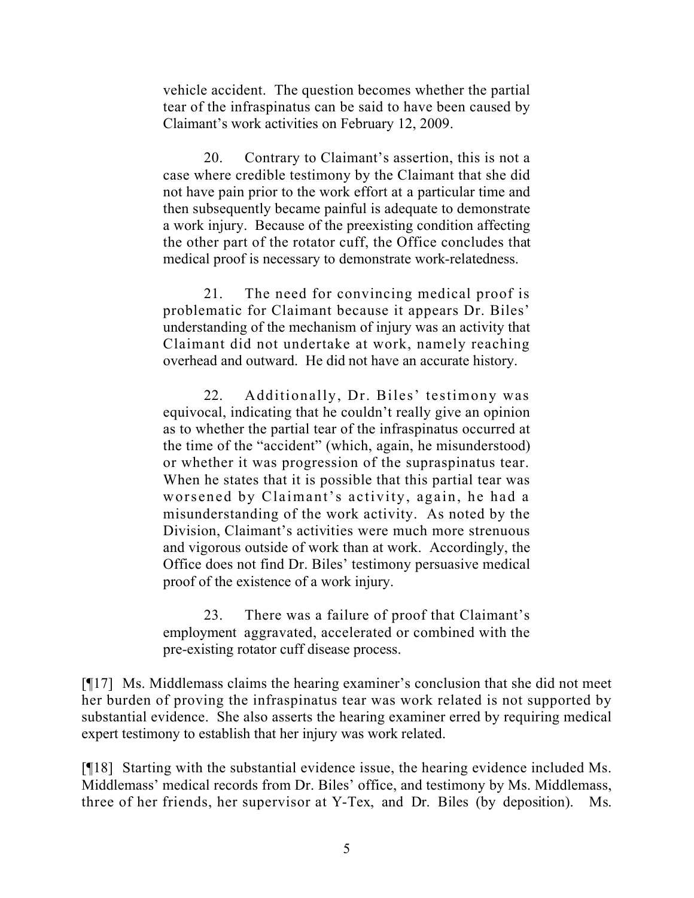vehicle accident. The question becomes whether the partial tear of the infraspinatus can be said to have been caused by Claimant's work activities on February 12, 2009.

> 20. Contrary to Claimant's assertion, this is not a case where credible testimony by the Claimant that she did not have pain prior to the work effort at a particular time and then subsequently became painful is adequate to demonstrate a work injury. Because of the preexisting condition affecting the other part of the rotator cuff, the Office concludes that medical proof is necessary to demonstrate work-relatedness.
>
> 21. The need for convincing medical proof is problematic for Claimant because it appears Dr. Biles' understanding of the mechanism of injury was an activity that Claimant did not undertake at work, namely reaching overhead and outward. He did not have an accurate history.
>
> 22. Additionally, Dr. Biles' testimony was equivocal, indicating that he couldn't really give an opinion as to whether the partial tear of the infraspinatus occurred at the time of the "accident" (which, again, he misunderstood) or whether it was progression of the supraspinatus tear. When he states that it is possible that this partial tear was worsened by Claimant's activity, again, he had a misunderstanding of the work activity. As noted by the Division, Claimant's activities were much more strenuous and vigorous outside of work than at work. Accordingly, the Office does not find Dr. Biles' testimony persuasive medical proof of the existence of a work injury.
>
> 23. There was a failure of proof that Claimant's employment aggravated, accelerated or combined with the pre-existing rotator cuff disease process.

[¶17] Ms. Middlemass claims the hearing examiner's conclusion that she did not meet her burden of proving the infraspinatus tear was work related is not supported by substantial evidence. She also asserts the hearing examiner erred by requiring medical expert testimony to establish that her injury was work related.

[¶18] Starting with the substantial evidence issue, the hearing evidence included Ms. Middlemass' medical records from Dr. Biles' office, and testimony by Ms. Middlemass, three of her friends, her supervisor at Y-Tex, and Dr. Biles (by deposition). Ms.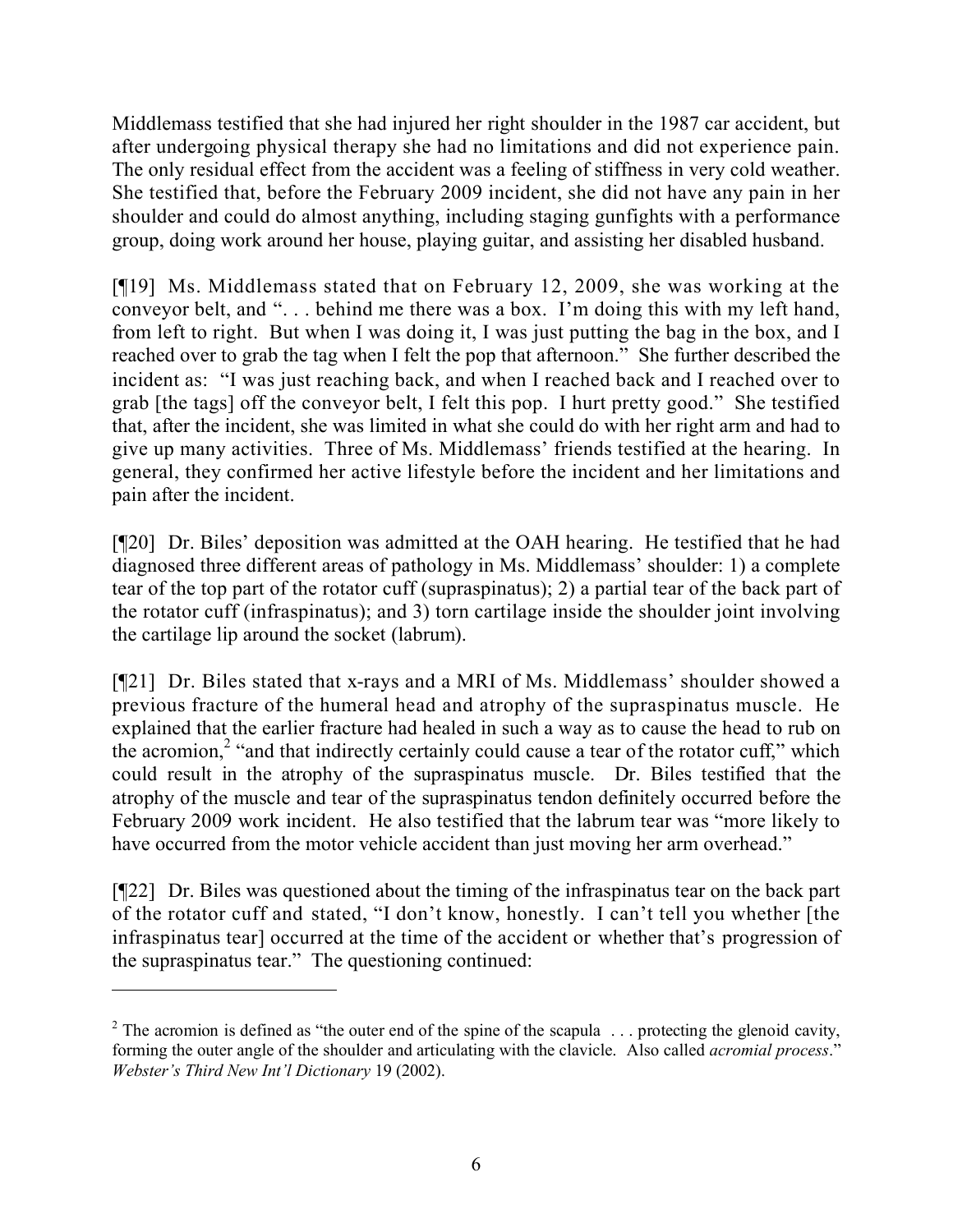Middlemass testified that she had injured her right shoulder in the 1987 car accident, but after undergoing physical therapy she had no limitations and did not experience pain. The only residual effect from the accident was a feeling of stiffness in very cold weather. She testified that, before the February 2009 incident, she did not have any pain in her shoulder and could do almost anything, including staging gunfights with a performance group, doing work around her house, playing guitar, and assisting her disabled husband.

[¶19] Ms. Middlemass stated that on February 12, 2009, she was working at the conveyor belt, and ". . . behind me there was a box. I'm doing this with my left hand, from left to right. But when I was doing it, I was just putting the bag in the box, and I reached over to grab the tag when I felt the pop that afternoon." She further described the incident as: "I was just reaching back, and when I reached back and I reached over to grab [the tags] off the conveyor belt, I felt this pop. I hurt pretty good." She testified that, after the incident, she was limited in what she could do with her right arm and had to give up many activities. Three of Ms. Middlemass' friends testified at the hearing. In general, they confirmed her active lifestyle before the incident and her limitations and pain after the incident.

[¶20] Dr. Biles' deposition was admitted at the OAH hearing. He testified that he had diagnosed three different areas of pathology in Ms. Middlemass' shoulder: 1) a complete tear of the top part of the rotator cuff (supraspinatus); 2) a partial tear of the back part of the rotator cuff (infraspinatus); and 3) torn cartilage inside the shoulder joint involving the cartilage lip around the socket (labrum).

[¶21] Dr. Biles stated that x-rays and a MRI of Ms. Middlemass' shoulder showed a previous fracture of the humeral head and atrophy of the supraspinatus muscle. He explained that the earlier fracture had healed in such a way as to cause the head to rub on the acromion,[2] "and that indirectly certainly could cause a tear of the rotator cuff," which could result in the atrophy of the supraspinatus muscle. Dr. Biles testified that the atrophy of the muscle and tear of the supraspinatus tendon definitely occurred before the February 2009 work incident. He also testified that the labrum tear was "more likely to have occurred from the motor vehicle accident than just moving her arm overhead."

[¶22] Dr. Biles was questioned about the timing of the infraspinatus tear on the back part of the rotator cuff and stated, "I don't know, honestly. I can't tell you whether [the infraspinatus tear] occurred at the time of the accident or whether that's progression of the supraspinatus tear." The questioning continued:

---

[2] The acromion is defined as "the outer end of the spine of the scapula . . . protecting the glenoid cavity, forming the outer angle of the shoulder and articulating with the clavicle. Also called *acromial process*." *Webster's Third New Int'l Dictionary* 19 (2002).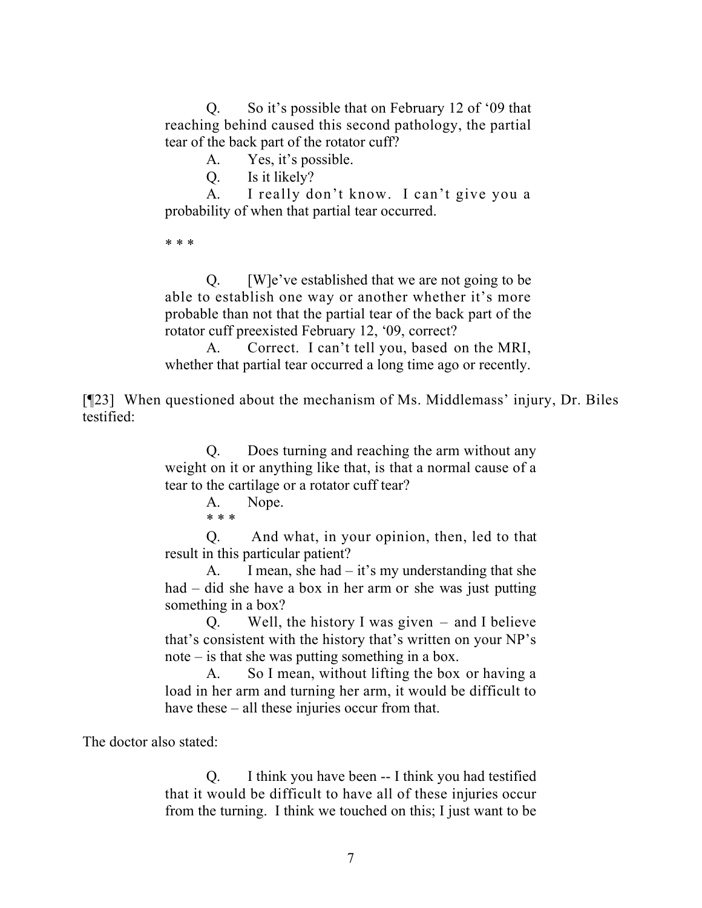> Q. So it's possible that on February 12 of '09 that reaching behind caused this second pathology, the partial tear of the back part of the rotator cuff?
>
> A. Yes, it's possible.
>
> Q. Is it likely?
>
> A. I really don't know. I can't give you a probability of when that partial tear occurred.
>
> \* \* \*
>
> Q. [W]e've established that we are not going to be able to establish one way or another whether it's more probable than not that the partial tear of the back part of the rotator cuff preexisted February 12, '09, correct?
>
> A. Correct. I can't tell you, based on the MRI, whether that partial tear occurred a long time ago or recently.

[¶23] When questioned about the mechanism of Ms. Middlemass' injury, Dr. Biles testified:

> Q. Does turning and reaching the arm without any weight on it or anything like that, is that a normal cause of a tear to the cartilage or a rotator cuff tear?
>
> A. Nope.
>
> \* \* \*
>
> Q. And what, in your opinion, then, led to that result in this particular patient?
>
> A. I mean, she had – it's my understanding that she had – did she have a box in her arm or she was just putting something in a box?
>
> Q. Well, the history I was given – and I believe that's consistent with the history that's written on your NP's note – is that she was putting something in a box.
>
> A. So I mean, without lifting the box or having a load in her arm and turning her arm, it would be difficult to have these – all these injuries occur from that.

The doctor also stated:

> Q. I think you have been -- I think you had testified that it would be difficult to have all of these injuries occur from the turning. I think we touched on this; I just want to be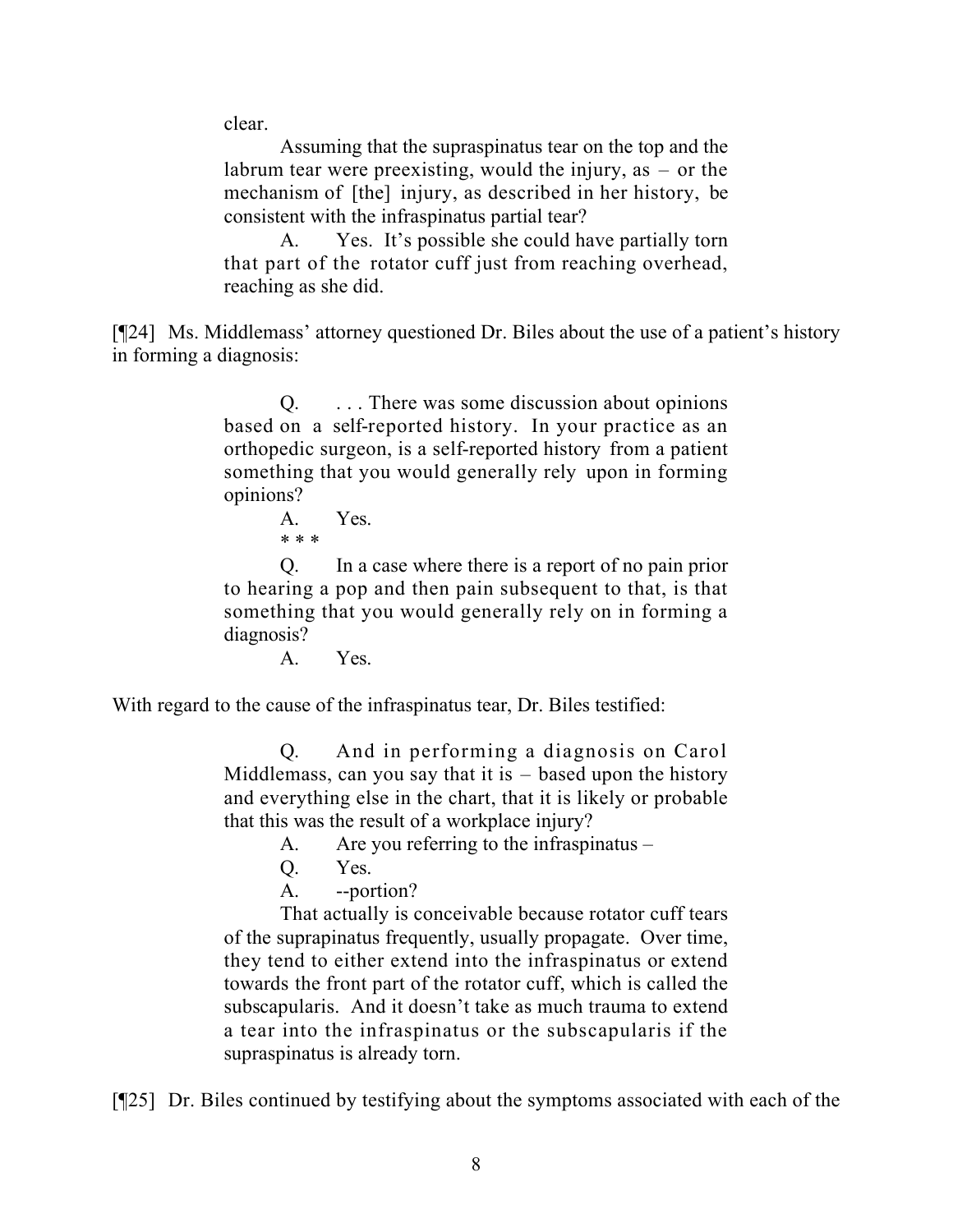> clear.
>
> Assuming that the supraspinatus tear on the top and the labrum tear were preexisting, would the injury, as – or the mechanism of [the] injury, as described in her history, be consistent with the infraspinatus partial tear?
>
> A. Yes. It's possible she could have partially torn that part of the rotator cuff just from reaching overhead, reaching as she did.

[¶24] Ms. Middlemass' attorney questioned Dr. Biles about the use of a patient's history in forming a diagnosis:

> Q. . . . There was some discussion about opinions based on a self-reported history. In your practice as an orthopedic surgeon, is a self-reported history from a patient something that you would generally rely upon in forming opinions?
>
> A. Yes.
>
> * * *
>
> Q. In a case where there is a report of no pain prior to hearing a pop and then pain subsequent to that, is that something that you would generally rely on in forming a diagnosis?
>
> A. Yes.

With regard to the cause of the infraspinatus tear, Dr. Biles testified:

> Q. And in performing a diagnosis on Carol Middlemass, can you say that it is – based upon the history and everything else in the chart, that it is likely or probable that this was the result of a workplace injury?
>
> A. Are you referring to the infraspinatus –
>
> Q. Yes.
>
> A. --portion?
>
> That actually is conceivable because rotator cuff tears of the suprapinatus frequently, usually propagate. Over time, they tend to either extend into the infraspinatus or extend towards the front part of the rotator cuff, which is called the subscapularis. And it doesn't take as much trauma to extend a tear into the infraspinatus or the subscapularis if the supraspinatus is already torn.

[¶25] Dr. Biles continued by testifying about the symptoms associated with each of the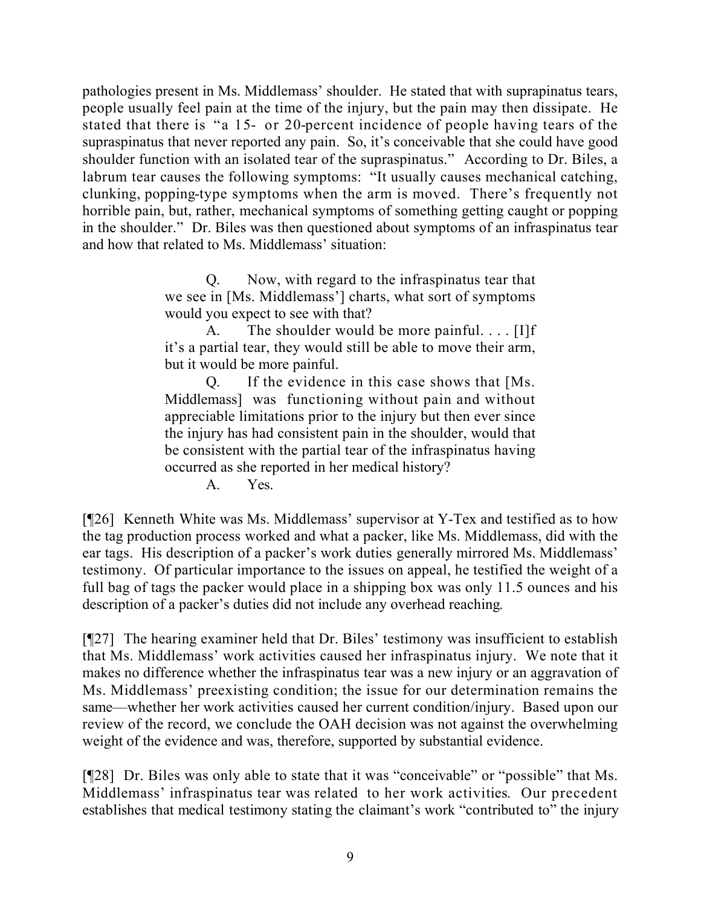pathologies present in Ms. Middlemass' shoulder. He stated that with suprapinatus tears, people usually feel pain at the time of the injury, but the pain may then dissipate. He stated that there is "a 15- or 20-percent incidence of people having tears of the supraspinatus that never reported any pain. So, it's conceivable that she could have good shoulder function with an isolated tear of the supraspinatus." According to Dr. Biles, a labrum tear causes the following symptoms: "It usually causes mechanical catching, clunking, popping-type symptoms when the arm is moved. There's frequently not horrible pain, but, rather, mechanical symptoms of something getting caught or popping in the shoulder." Dr. Biles was then questioned about symptoms of an infraspinatus tear and how that related to Ms. Middlemass' situation:

> Q. Now, with regard to the infraspinatus tear that we see in [Ms. Middlemass'] charts, what sort of symptoms would you expect to see with that?
>
> A. The shoulder would be more painful. . . . [I]f it's a partial tear, they would still be able to move their arm, but it would be more painful.
>
> Q. If the evidence in this case shows that [Ms. Middlemass] was functioning without pain and without appreciable limitations prior to the injury but then ever since the injury has had consistent pain in the shoulder, would that be consistent with the partial tear of the infraspinatus having occurred as she reported in her medical history?
>
> A. Yes.

[¶26] Kenneth White was Ms. Middlemass' supervisor at Y-Tex and testified as to how the tag production process worked and what a packer, like Ms. Middlemass, did with the ear tags. His description of a packer's work duties generally mirrored Ms. Middlemass' testimony. Of particular importance to the issues on appeal, he testified the weight of a full bag of tags the packer would place in a shipping box was only 11.5 ounces and his description of a packer's duties did not include any overhead reaching.

[¶27] The hearing examiner held that Dr. Biles' testimony was insufficient to establish that Ms. Middlemass' work activities caused her infraspinatus injury. We note that it makes no difference whether the infraspinatus tear was a new injury or an aggravation of Ms. Middlemass' preexisting condition; the issue for our determination remains the same—whether her work activities caused her current condition/injury. Based upon our review of the record, we conclude the OAH decision was not against the overwhelming weight of the evidence and was, therefore, supported by substantial evidence.

[¶28] Dr. Biles was only able to state that it was "conceivable" or "possible" that Ms. Middlemass' infraspinatus tear was related to her work activities. Our precedent establishes that medical testimony stating the claimant's work "contributed to" the injury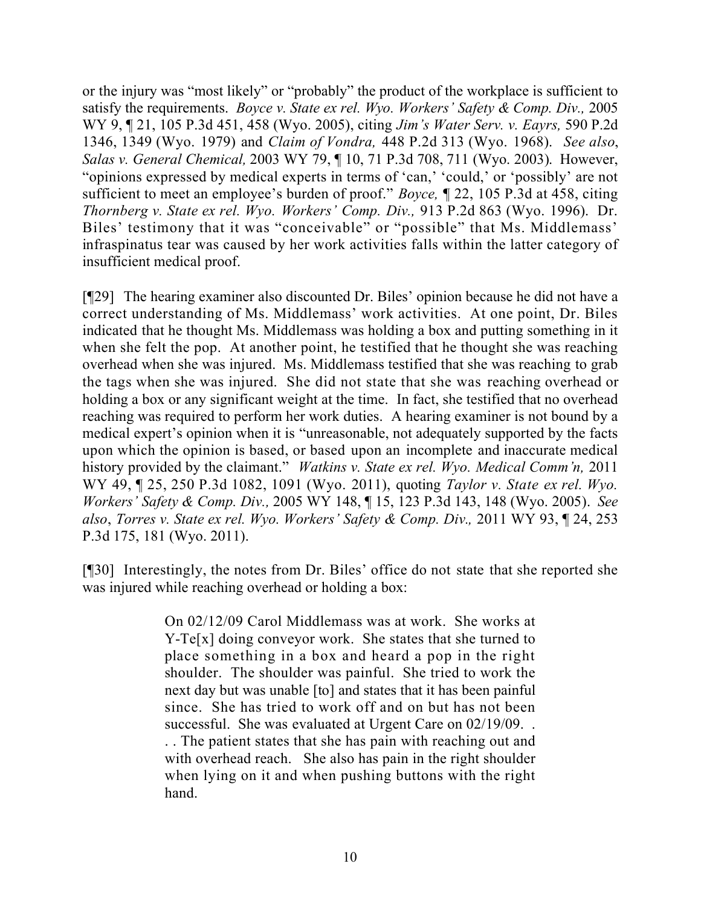or the injury was "most likely" or "probably" the product of the workplace is sufficient to satisfy the requirements. *Boyce v. State ex rel. Wyo. Workers' Safety & Comp. Div.,* 2005 WY 9, ¶ 21, 105 P.3d 451, 458 (Wyo. 2005), citing *Jim's Water Serv. v. Eayrs,* 590 P.2d 1346, 1349 (Wyo. 1979) and *Claim of Vondra,* 448 P.2d 313 (Wyo. 1968). *See also*, *Salas v. General Chemical,* 2003 WY 79, ¶ 10, 71 P.3d 708, 711 (Wyo. 2003). However, "opinions expressed by medical experts in terms of 'can,' 'could,' or 'possibly' are not sufficient to meet an employee's burden of proof." *Boyce,* ¶ 22, 105 P.3d at 458, citing *Thornberg v. State ex rel. Wyo. Workers' Comp. Div.,* 913 P.2d 863 (Wyo. 1996). Dr. Biles' testimony that it was "conceivable" or "possible" that Ms. Middlemass' infraspinatus tear was caused by her work activities falls within the latter category of insufficient medical proof.

[¶29] The hearing examiner also discounted Dr. Biles' opinion because he did not have a correct understanding of Ms. Middlemass' work activities. At one point, Dr. Biles indicated that he thought Ms. Middlemass was holding a box and putting something in it when she felt the pop. At another point, he testified that he thought she was reaching overhead when she was injured. Ms. Middlemass testified that she was reaching to grab the tags when she was injured. She did not state that she was reaching overhead or holding a box or any significant weight at the time. In fact, she testified that no overhead reaching was required to perform her work duties. A hearing examiner is not bound by a medical expert's opinion when it is "unreasonable, not adequately supported by the facts upon which the opinion is based, or based upon an incomplete and inaccurate medical history provided by the claimant." *Watkins v. State ex rel. Wyo. Medical Comm'n,* 2011 WY 49, ¶ 25, 250 P.3d 1082, 1091 (Wyo. 2011), quoting *Taylor v. State ex rel. Wyo. Workers' Safety & Comp. Div.,* 2005 WY 148, ¶ 15, 123 P.3d 143, 148 (Wyo. 2005). *See also*, *Torres v. State ex rel. Wyo. Workers' Safety & Comp. Div.,* 2011 WY 93, ¶ 24, 253 P.3d 175, 181 (Wyo. 2011).

[¶30] Interestingly, the notes from Dr. Biles' office do not state that she reported she was injured while reaching overhead or holding a box:

> On 02/12/09 Carol Middlemass was at work. She works at Y-Te[x] doing conveyor work. She states that she turned to place something in a box and heard a pop in the right shoulder. The shoulder was painful. She tried to work the next day but was unable [to] and states that it has been painful since. She has tried to work off and on but has not been successful. She was evaluated at Urgent Care on 02/19/09. . . . The patient states that she has pain with reaching out and with overhead reach. She also has pain in the right shoulder when lying on it and when pushing buttons with the right hand.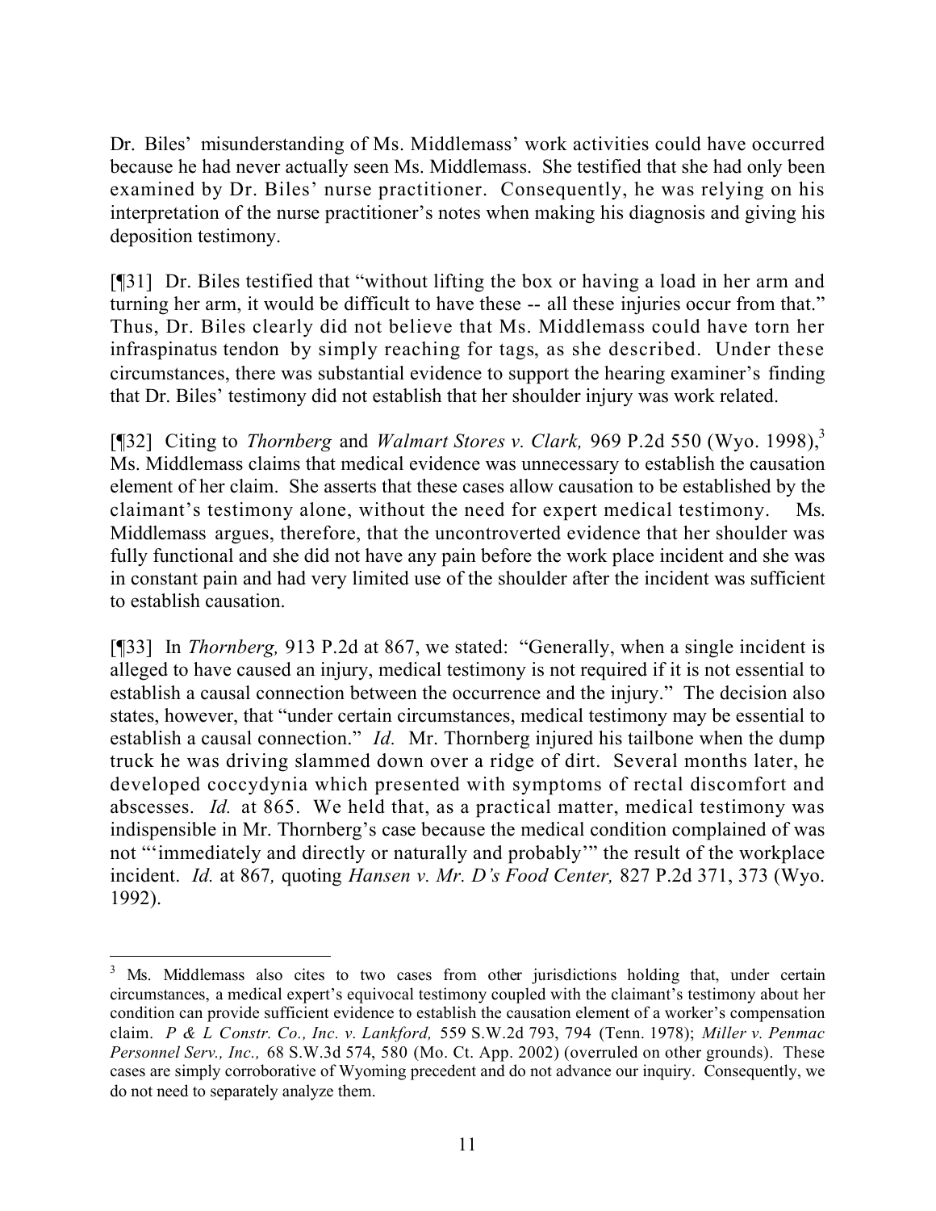Dr. Biles' misunderstanding of Ms. Middlemass' work activities could have occurred because he had never actually seen Ms. Middlemass. She testified that she had only been examined by Dr. Biles' nurse practitioner. Consequently, he was relying on his interpretation of the nurse practitioner's notes when making his diagnosis and giving his deposition testimony.

[¶31] Dr. Biles testified that "without lifting the box or having a load in her arm and turning her arm, it would be difficult to have these -- all these injuries occur from that." Thus, Dr. Biles clearly did not believe that Ms. Middlemass could have torn her infraspinatus tendon by simply reaching for tags, as she described. Under these circumstances, there was substantial evidence to support the hearing examiner's finding that Dr. Biles' testimony did not establish that her shoulder injury was work related.

[¶32] Citing to *Thornberg* and *Walmart Stores v. Clark,* 969 P.2d 550 (Wyo. 1998),[3] Ms. Middlemass claims that medical evidence was unnecessary to establish the causation element of her claim. She asserts that these cases allow causation to be established by the claimant's testimony alone, without the need for expert medical testimony. Ms. Middlemass argues, therefore, that the uncontroverted evidence that her shoulder was fully functional and she did not have any pain before the work place incident and she was in constant pain and had very limited use of the shoulder after the incident was sufficient to establish causation.

[¶33] In *Thornberg,* 913 P.2d at 867, we stated: "Generally, when a single incident is alleged to have caused an injury, medical testimony is not required if it is not essential to establish a causal connection between the occurrence and the injury." The decision also states, however, that "under certain circumstances, medical testimony may be essential to establish a causal connection." *Id.* Mr. Thornberg injured his tailbone when the dump truck he was driving slammed down over a ridge of dirt. Several months later, he developed coccydynia which presented with symptoms of rectal discomfort and abscesses. *Id.* at 865. We held that, as a practical matter, medical testimony was indispensible in Mr. Thornberg's case because the medical condition complained of was not "'immediately and directly or naturally and probably'" the result of the workplace incident. *Id.* at 867*,* quoting *Hansen v. Mr. D's Food Center,* 827 P.2d 371, 373 (Wyo. 1992).

---

[3] Ms. Middlemass also cites to two cases from other jurisdictions holding that, under certain circumstances, a medical expert's equivocal testimony coupled with the claimant's testimony about her condition can provide sufficient evidence to establish the causation element of a worker's compensation claim. *P & L Constr. Co., Inc. v. Lankford,* 559 S.W.2d 793, 794 (Tenn. 1978); *Miller v. Penmac Personnel Serv., Inc.,* 68 S.W.3d 574, 580 (Mo. Ct. App. 2002) (overruled on other grounds). These cases are simply corroborative of Wyoming precedent and do not advance our inquiry. Consequently, we do not need to separately analyze them.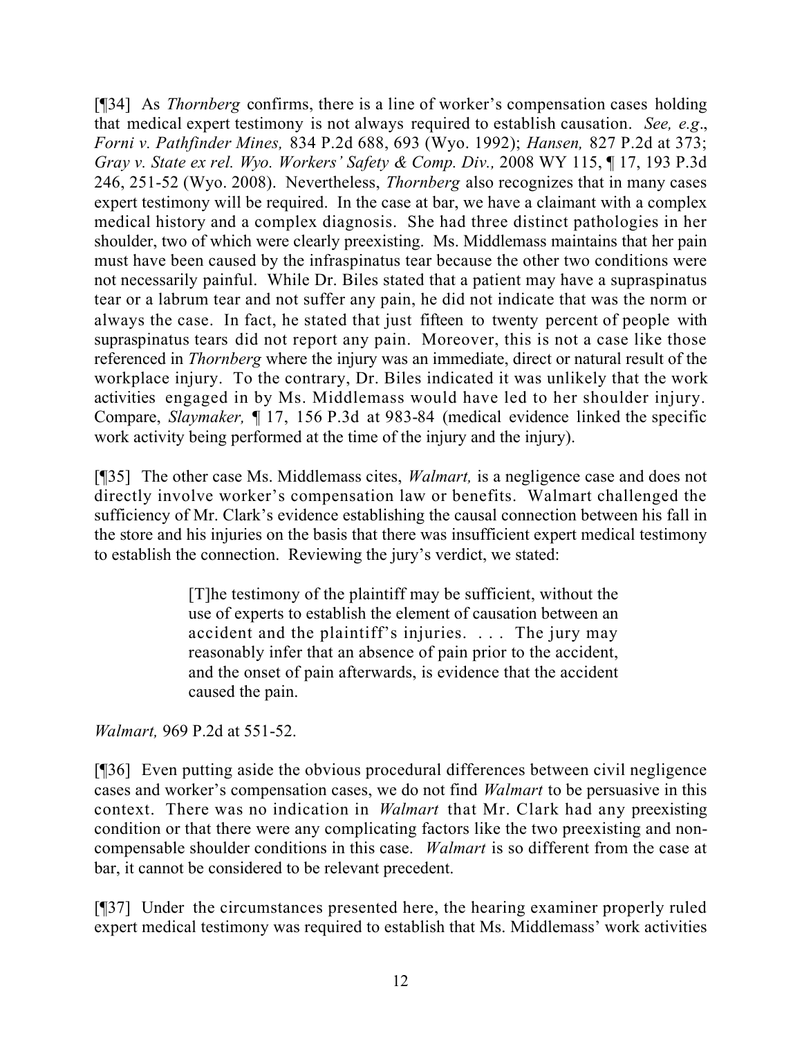[¶34] As *Thornberg* confirms, there is a line of worker's compensation cases holding that medical expert testimony is not always required to establish causation. *See, e.g*., *Forni v. Pathfinder Mines,* 834 P.2d 688, 693 (Wyo. 1992); *Hansen,* 827 P.2d at 373; *Gray v. State ex rel. Wyo. Workers' Safety & Comp. Div.,* 2008 WY 115, ¶ 17, 193 P.3d 246, 251-52 (Wyo. 2008). Nevertheless, *Thornberg* also recognizes that in many cases expert testimony will be required. In the case at bar, we have a claimant with a complex medical history and a complex diagnosis. She had three distinct pathologies in her shoulder, two of which were clearly preexisting. Ms. Middlemass maintains that her pain must have been caused by the infraspinatus tear because the other two conditions were not necessarily painful. While Dr. Biles stated that a patient may have a supraspinatus tear or a labrum tear and not suffer any pain, he did not indicate that was the norm or always the case. In fact, he stated that just fifteen to twenty percent of people with supraspinatus tears did not report any pain. Moreover, this is not a case like those referenced in *Thornberg* where the injury was an immediate, direct or natural result of the workplace injury. To the contrary, Dr. Biles indicated it was unlikely that the work activities engaged in by Ms. Middlemass would have led to her shoulder injury. Compare, *Slaymaker,* ¶ 17, 156 P.3d at 983-84 (medical evidence linked the specific work activity being performed at the time of the injury and the injury).

[¶35] The other case Ms. Middlemass cites, *Walmart,* is a negligence case and does not directly involve worker's compensation law or benefits. Walmart challenged the sufficiency of Mr. Clark's evidence establishing the causal connection between his fall in the store and his injuries on the basis that there was insufficient expert medical testimony to establish the connection. Reviewing the jury's verdict, we stated:

> [T]he testimony of the plaintiff may be sufficient, without the use of experts to establish the element of causation between an accident and the plaintiff's injuries. . . . The jury may reasonably infer that an absence of pain prior to the accident, and the onset of pain afterwards, is evidence that the accident caused the pain.

*Walmart,* 969 P.2d at 551-52.

[¶36] Even putting aside the obvious procedural differences between civil negligence cases and worker's compensation cases, we do not find *Walmart* to be persuasive in this context. There was no indication in *Walmart* that Mr. Clark had any preexisting condition or that there were any complicating factors like the two preexisting and non-compensable shoulder conditions in this case. *Walmart* is so different from the case at bar, it cannot be considered to be relevant precedent.

[¶37] Under the circumstances presented here, the hearing examiner properly ruled expert medical testimony was required to establish that Ms. Middlemass' work activities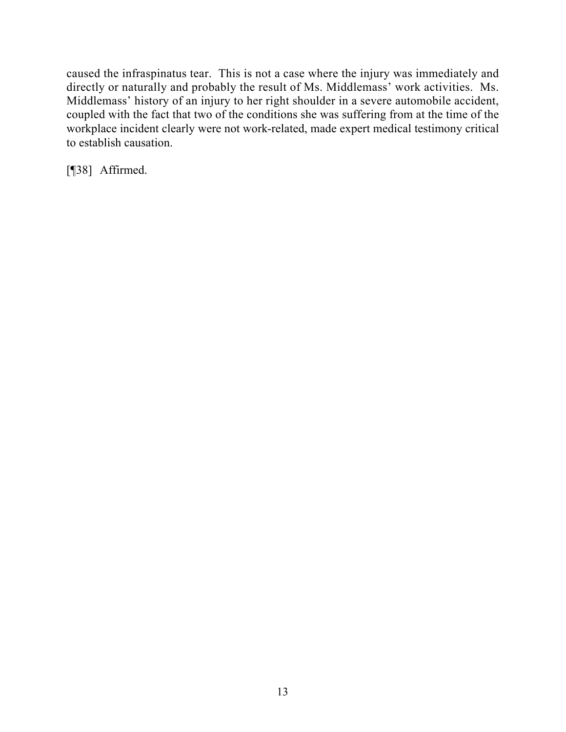caused the infraspinatus tear. This is not a case where the injury was immediately and directly or naturally and probably the result of Ms. Middlemass' work activities. Ms. Middlemass' history of an injury to her right shoulder in a severe automobile accident, coupled with the fact that two of the conditions she was suffering from at the time of the workplace incident clearly were not work-related, made expert medical testimony critical to establish causation.

[¶38] Affirmed.